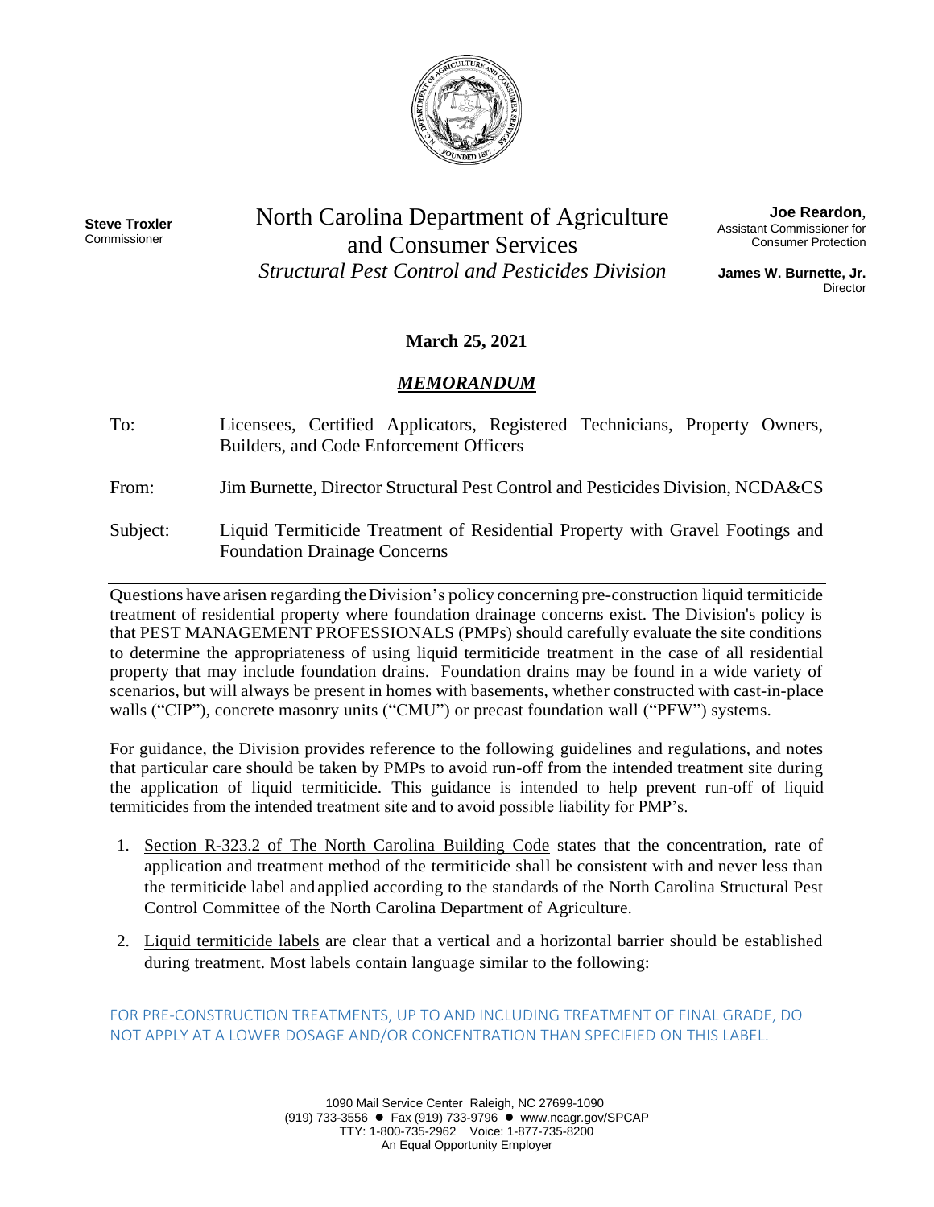**Steve Troxler**
Commissioner

# North Carolina Department of Agriculture and Consumer Services

*Structural Pest Control and Pesticides Division*

**Joe Reardon**,
Assistant Commissioner for Consumer Protection

**James W. Burnette, Jr.**
Director

**March 25, 2021**

## ***MEMORANDUM***

| | |
|---|---|
| To: | Licensees, Certified Applicators, Registered Technicians, Property Owners, Builders, and Code Enforcement Officers |
| From: | Jim Burnette, Director Structural Pest Control and Pesticides Division, NCDA&CS |
| Subject: | Liquid Termiticide Treatment of Residential Property with Gravel Footings and Foundation Drainage Concerns |

Questions have arisen regarding the Division's policy concerning pre-construction liquid termiticide treatment of residential property where foundation drainage concerns exist. The Division's policy is that PEST MANAGEMENT PROFESSIONALS (PMPs) should carefully evaluate the site conditions to determine the appropriateness of using liquid termiticide treatment in the case of all residential property that may include foundation drains. Foundation drains may be found in a wide variety of scenarios, but will always be present in homes with basements, whether constructed with cast-in-place walls ("CIP"), concrete masonry units ("CMU") or precast foundation wall ("PFW") systems.

For guidance, the Division provides reference to the following guidelines and regulations, and notes that particular care should be taken by PMPs to avoid run-off from the intended treatment site during the application of liquid termiticide. This guidance is intended to help prevent run-off of liquid termiticides from the intended treatment site and to avoid possible liability for PMP's.

1. Section R-323.2 of The North Carolina Building Code states that the concentration, rate of application and treatment method of the termiticide shall be consistent with and never less than the termiticide label and applied according to the standards of the North Carolina Structural Pest Control Committee of the North Carolina Department of Agriculture.
2. Liquid termiticide labels are clear that a vertical and a horizontal barrier should be established during treatment. Most labels contain language similar to the following:

FOR PRE-CONSTRUCTION TREATMENTS, UP TO AND INCLUDING TREATMENT OF FINAL GRADE, DO NOT APPLY AT A LOWER DOSAGE AND/OR CONCENTRATION THAN SPECIFIED ON THIS LABEL.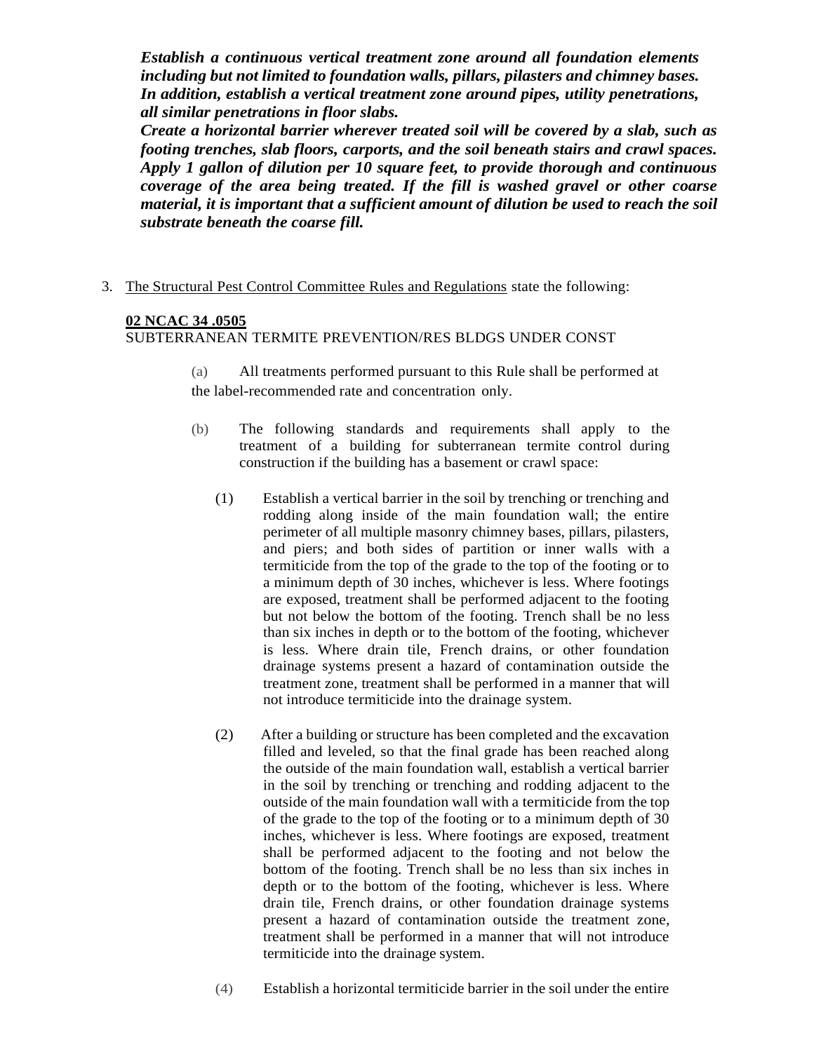***Establish a continuous vertical treatment zone around all foundation elements including but not limited to foundation walls, pillars, pilasters and chimney bases. In addition, establish a vertical treatment zone around pipes, utility penetrations, all similar penetrations in floor slabs.***

***Create a horizontal barrier wherever treated soil will be covered by a slab, such as footing trenches, slab floors, carports, and the soil beneath stairs and crawl spaces. Apply 1 gallon of dilution per 10 square feet, to provide thorough and continuous coverage of the area being treated. If the fill is washed gravel or other coarse material, it is important that a sufficient amount of dilution be used to reach the soil substrate beneath the coarse fill.***

3. <u>The Structural Pest Control Committee Rules and Regulations</u> state the following:

**<u>02 NCAC 34 .0505</u>**

SUBTERRANEAN TERMITE PREVENTION/RES BLDGS UNDER CONST

(a) All treatments performed pursuant to this Rule shall be performed at the label-recommended rate and concentration only.

(b) The following standards and requirements shall apply to the treatment of a building for subterranean termite control during construction if the building has a basement or crawl space:

(1) Establish a vertical barrier in the soil by trenching or trenching and rodding along inside of the main foundation wall; the entire perimeter of all multiple masonry chimney bases, pillars, pilasters, and piers; and both sides of partition or inner walls with a termiticide from the top of the grade to the top of the footing or to a minimum depth of 30 inches, whichever is less. Where footings are exposed, treatment shall be performed adjacent to the footing but not below the bottom of the footing. Trench shall be no less than six inches in depth or to the bottom of the footing, whichever is less. Where drain tile, French drains, or other foundation drainage systems present a hazard of contamination outside the treatment zone, treatment shall be performed in a manner that will not introduce termiticide into the drainage system.

(2) After a building or structure has been completed and the excavation filled and leveled, so that the final grade has been reached along the outside of the main foundation wall, establish a vertical barrier in the soil by trenching or trenching and rodding adjacent to the outside of the main foundation wall with a termiticide from the top of the grade to the top of the footing or to a minimum depth of 30 inches, whichever is less. Where footings are exposed, treatment shall be performed adjacent to the footing and not below the bottom of the footing. Trench shall be no less than six inches in depth or to the bottom of the footing, whichever is less. Where drain tile, French drains, or other foundation drainage systems present a hazard of contamination outside the treatment zone, treatment shall be performed in a manner that will not introduce termiticide into the drainage system.

(4) Establish a horizontal termiticide barrier in the soil under the entire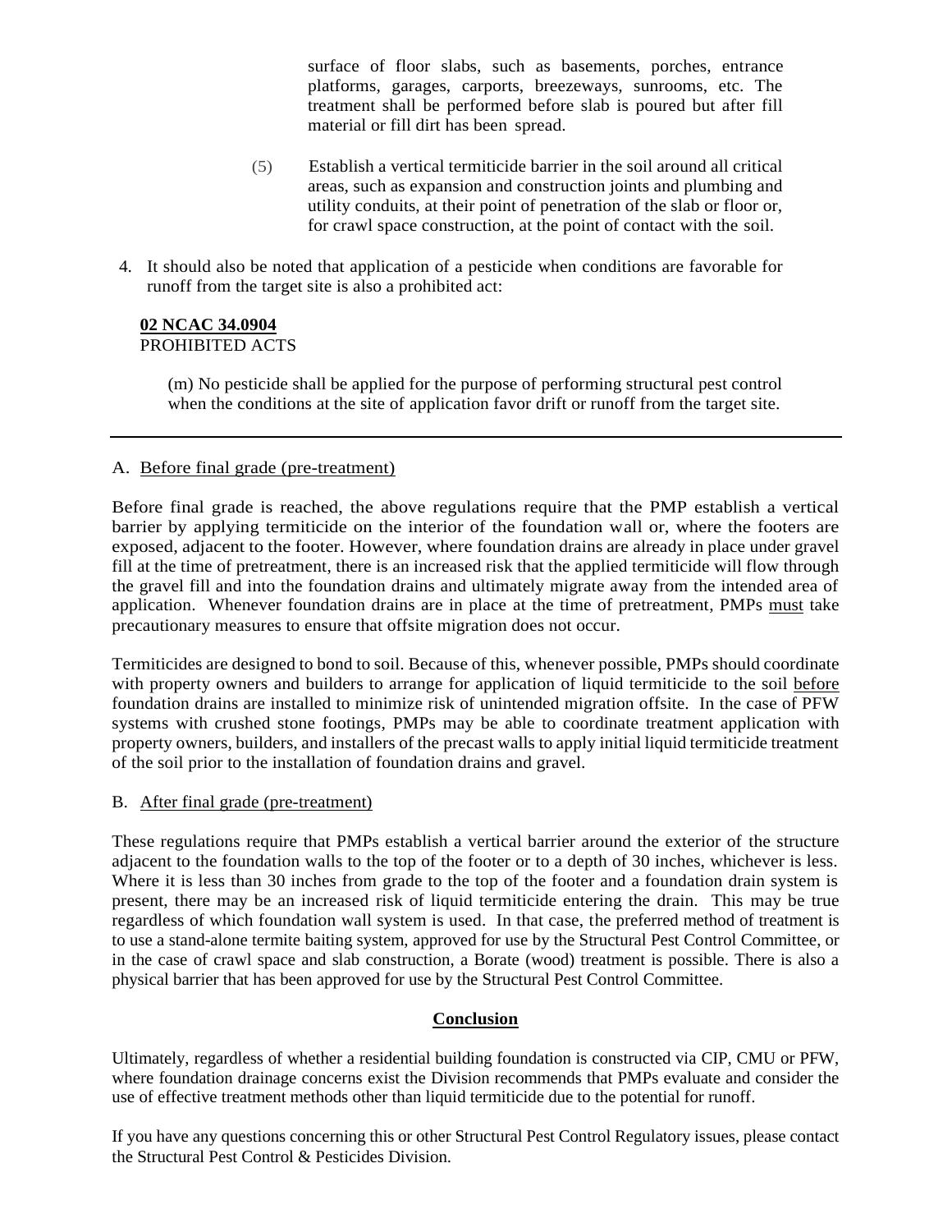surface of floor slabs, such as basements, porches, entrance platforms, garages, carports, breezeways, sunrooms, etc. The treatment shall be performed before slab is poured but after fill material or fill dirt has been spread.

(5) Establish a vertical termiticide barrier in the soil around all critical areas, such as expansion and construction joints and plumbing and utility conduits, at their point of penetration of the slab or floor or, for crawl space construction, at the point of contact with the soil.

4. It should also be noted that application of a pesticide when conditions are favorable for runoff from the target site is also a prohibited act:

**02 NCAC 34.0904**
PROHIBITED ACTS

(m) No pesticide shall be applied for the purpose of performing structural pest control when the conditions at the site of application favor drift or runoff from the target site.

---

A. Before final grade (pre-treatment)

Before final grade is reached, the above regulations require that the PMP establish a vertical barrier by applying termiticide on the interior of the foundation wall or, where the footers are exposed, adjacent to the footer. However, where foundation drains are already in place under gravel fill at the time of pretreatment, there is an increased risk that the applied termiticide will flow through the gravel fill and into the foundation drains and ultimately migrate away from the intended area of application. Whenever foundation drains are in place at the time of pretreatment, PMPs must take precautionary measures to ensure that offsite migration does not occur.

Termiticides are designed to bond to soil. Because of this, whenever possible, PMPs should coordinate with property owners and builders to arrange for application of liquid termiticide to the soil before foundation drains are installed to minimize risk of unintended migration offsite. In the case of PFW systems with crushed stone footings, PMPs may be able to coordinate treatment application with property owners, builders, and installers of the precast walls to apply initial liquid termiticide treatment of the soil prior to the installation of foundation drains and gravel.

B. After final grade (pre-treatment)

These regulations require that PMPs establish a vertical barrier around the exterior of the structure adjacent to the foundation walls to the top of the footer or to a depth of 30 inches, whichever is less. Where it is less than 30 inches from grade to the top of the footer and a foundation drain system is present, there may be an increased risk of liquid termiticide entering the drain. This may be true regardless of which foundation wall system is used. In that case, the preferred method of treatment is to use a stand-alone termite baiting system, approved for use by the Structural Pest Control Committee, or in the case of crawl space and slab construction, a Borate (wood) treatment is possible. There is also a physical barrier that has been approved for use by the Structural Pest Control Committee.

## Conclusion

Ultimately, regardless of whether a residential building foundation is constructed via CIP, CMU or PFW, where foundation drainage concerns exist the Division recommends that PMPs evaluate and consider the use of effective treatment methods other than liquid termiticide due to the potential for runoff.

If you have any questions concerning this or other Structural Pest Control Regulatory issues, please contact the Structural Pest Control & Pesticides Division.